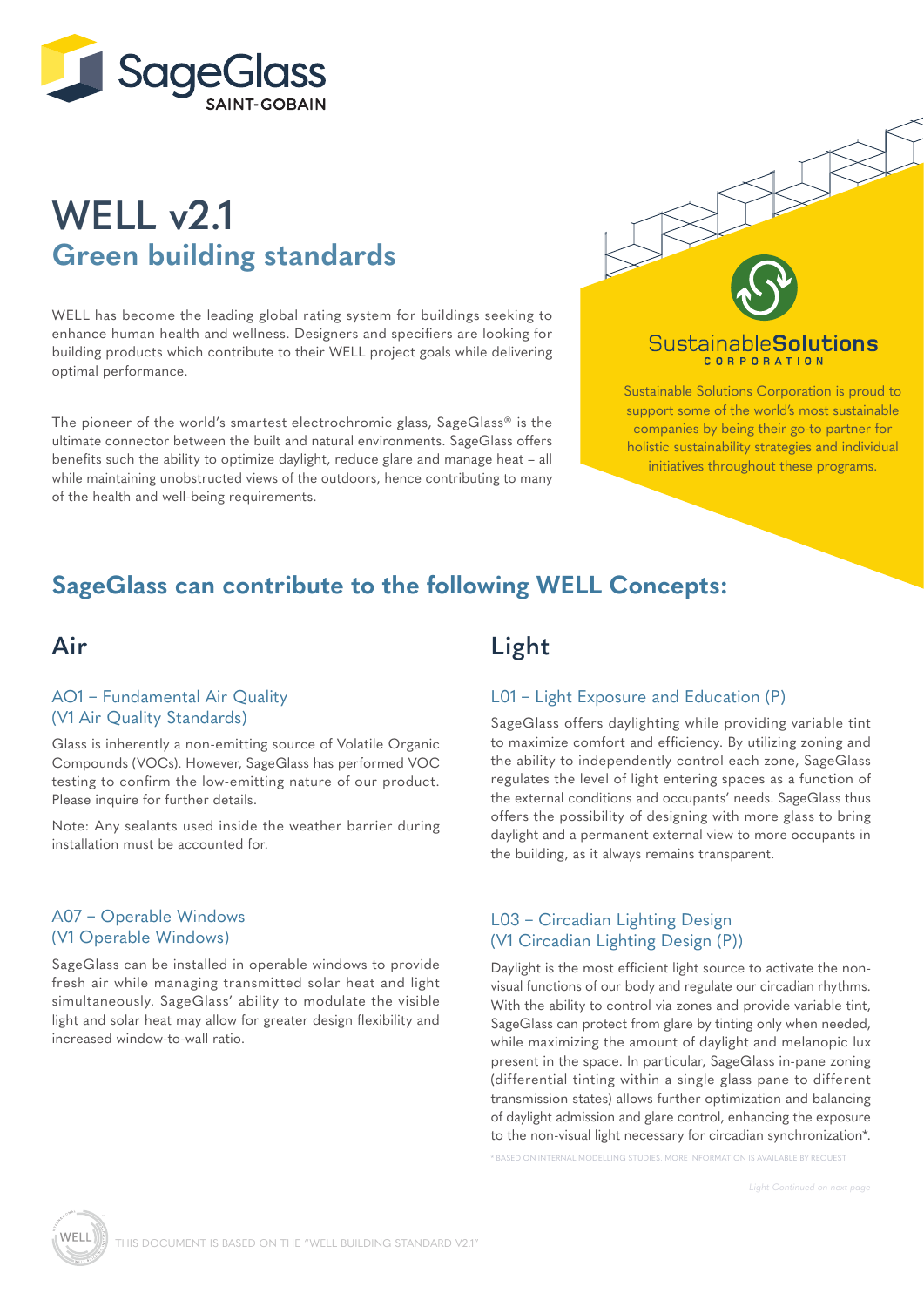SageGlass
SAINT-GOBAIN

# WELL v2.1

## Green building standards

WELL has become the leading global rating system for buildings seeking to enhance human health and wellness. Designers and specifiers are looking for building products which contribute to their WELL project goals while delivering optimal performance.

The pioneer of the world's smartest electrochromic glass, SageGlass® is the ultimate connector between the built and natural environments. SageGlass offers benefits such the ability to optimize daylight, reduce glare and manage heat – all while maintaining unobstructed views of the outdoors, hence contributing to many of the health and well-being requirements.

SustainableSolutions CORPORATION

Sustainable Solutions Corporation is proud to support some of the world's most sustainable companies by being their go-to partner for holistic sustainability strategies and individual initiatives throughout these programs.

## SageGlass can contribute to the following WELL Concepts:

## Air

### AO1 – Fundamental Air Quality (V1 Air Quality Standards)

Glass is inherently a non-emitting source of Volatile Organic Compounds (VOCs). However, SageGlass has performed VOC testing to confirm the low-emitting nature of our product. Please inquire for further details.

Note: Any sealants used inside the weather barrier during installation must be accounted for.

### A07 – Operable Windows (V1 Operable Windows)

SageGlass can be installed in operable windows to provide fresh air while managing transmitted solar heat and light simultaneously. SageGlass' ability to modulate the visible light and solar heat may allow for greater design flexibility and increased window-to-wall ratio.

## Light

### L01 – Light Exposure and Education (P)

SageGlass offers daylighting while providing variable tint to maximize comfort and efficiency. By utilizing zoning and the ability to independently control each zone, SageGlass regulates the level of light entering spaces as a function of the external conditions and occupants' needs. SageGlass thus offers the possibility of designing with more glass to bring daylight and a permanent external view to more occupants in the building, as it always remains transparent.

### L03 – Circadian Lighting Design (V1 Circadian Lighting Design (P))

Daylight is the most efficient light source to activate the non-visual functions of our body and regulate our circadian rhythms. With the ability to control via zones and provide variable tint, SageGlass can protect from glare by tinting only when needed, while maximizing the amount of daylight and melanopic lux present in the space. In particular, SageGlass in-pane zoning (differential tinting within a single glass pane to different transmission states) allows further optimization and balancing of daylight admission and glare control, enhancing the exposure to the non-visual light necessary for circadian synchronization*.

* BASED ON INTERNAL MODELLING STUDIES. MORE INFORMATION IS AVAILABLE BY REQUEST

*Light Continued on next page*

THIS DOCUMENT IS BASED ON THE "WELL BUILDING STANDARD V2.1"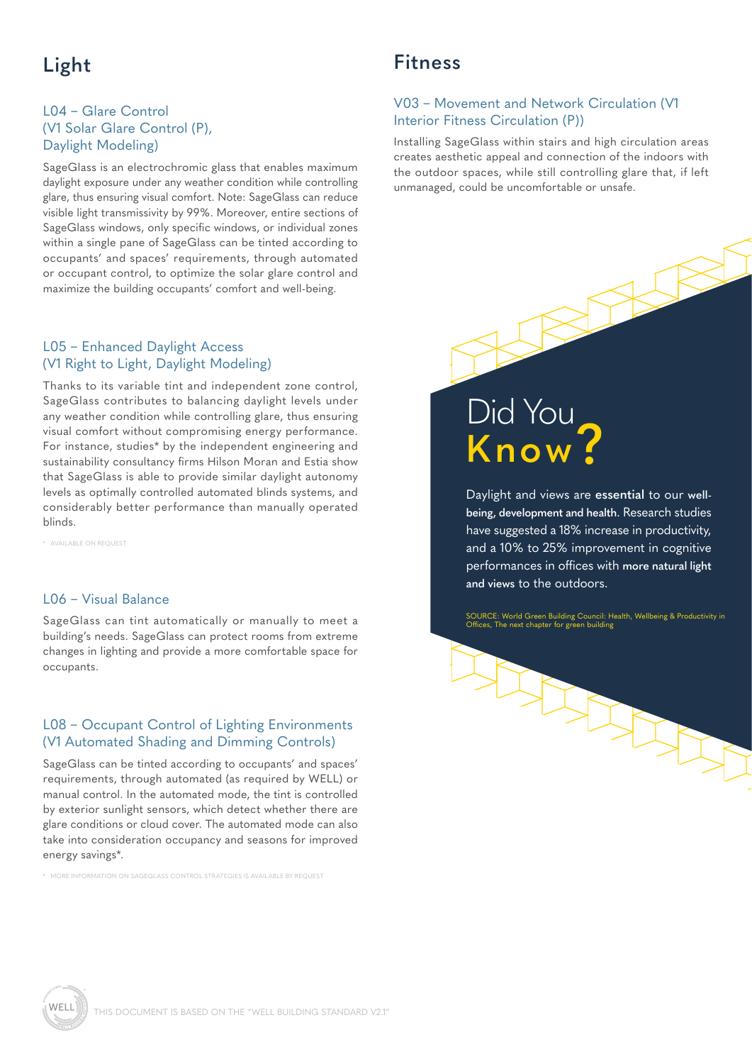## Light

### L04 – Glare Control (V1 Solar Glare Control (P), Daylight Modeling)

SageGlass is an electrochromic glass that enables maximum daylight exposure under any weather condition while controlling glare, thus ensuring visual comfort. Note: SageGlass can reduce visible light transmissivity by 99%. Moreover, entire sections of SageGlass windows, only specific windows, or individual zones within a single pane of SageGlass can be tinted according to occupants' and spaces' requirements, through automated or occupant control, to optimize the solar glare control and maximize the building occupants' comfort and well-being.

### L05 – Enhanced Daylight Access (V1 Right to Light, Daylight Modeling)

Thanks to its variable tint and independent zone control, SageGlass contributes to balancing daylight levels under any weather condition while controlling glare, thus ensuring visual comfort without compromising energy performance. For instance, studies* by the independent engineering and sustainability consultancy firms Hilson Moran and Estia show that SageGlass is able to provide similar daylight autonomy levels as optimally controlled automated blinds systems, and considerably better performance than manually operated blinds.

* AVAILABLE ON REQUEST

### L06 – Visual Balance

SageGlass can tint automatically or manually to meet a building's needs. SageGlass can protect rooms from extreme changes in lighting and provide a more comfortable space for occupants.

### L08 – Occupant Control of Lighting Environments (V1 Automated Shading and Dimming Controls)

SageGlass can be tinted according to occupants' and spaces' requirements, through automated (as required by WELL) or manual control. In the automated mode, the tint is controlled by exterior sunlight sensors, which detect whether there are glare conditions or cloud cover. The automated mode can also take into consideration occupancy and seasons for improved energy savings*.

* MORE INFORMATION ON SAGEGLASS CONTROL STRATEGIES IS AVAILABLE BY REQUEST

## Fitness

### V03 – Movement and Network Circulation (V1 Interior Fitness Circulation (P))

Installing SageGlass within stairs and high circulation areas creates aesthetic appeal and connection of the indoors with the outdoor spaces, while still controlling glare that, if left unmanaged, could be uncomfortable or unsafe.

## Did You Know?

Daylight and views are **essential** to our **well-being, development and health**. Research studies have suggested a 18% increase in productivity, and a 10% to 25% improvement in cognitive performances in offices with **more natural light and views** to the outdoors.

SOURCE: World Green Building Council: Health, Wellbeing & Productivity in Offices, The next chapter for green building

THIS DOCUMENT IS BASED ON THE "WELL BUILDING STANDARD V2.1"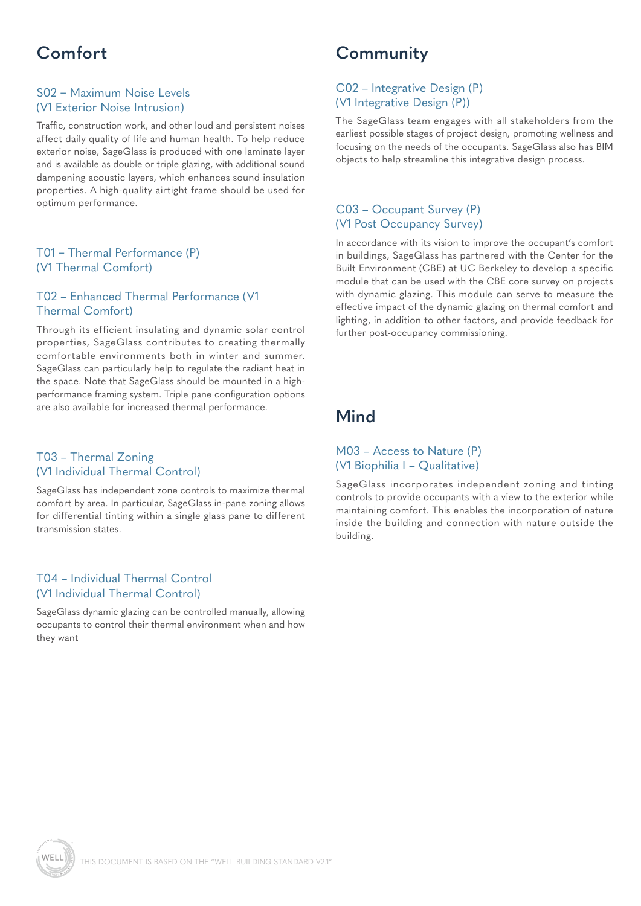## Comfort

### S02 – Maximum Noise Levels (V1 Exterior Noise Intrusion)

Traffic, construction work, and other loud and persistent noises affect daily quality of life and human health. To help reduce exterior noise, SageGlass is produced with one laminate layer and is available as double or triple glazing, with additional sound dampening acoustic layers, which enhances sound insulation properties. A high-quality airtight frame should be used for optimum performance.

### T01 – Thermal Performance (P) (V1 Thermal Comfort)

### T02 – Enhanced Thermal Performance (V1 Thermal Comfort)

Through its efficient insulating and dynamic solar control properties, SageGlass contributes to creating thermally comfortable environments both in winter and summer. SageGlass can particularly help to regulate the radiant heat in the space. Note that SageGlass should be mounted in a high-performance framing system. Triple pane configuration options are also available for increased thermal performance.

### T03 – Thermal Zoning (V1 Individual Thermal Control)

SageGlass has independent zone controls to maximize thermal comfort by area. In particular, SageGlass in-pane zoning allows for differential tinting within a single glass pane to different transmission states.

### T04 – Individual Thermal Control (V1 Individual Thermal Control)

SageGlass dynamic glazing can be controlled manually, allowing occupants to control their thermal environment when and how they want

## Community

### C02 – Integrative Design (P) (V1 Integrative Design (P))

The SageGlass team engages with all stakeholders from the earliest possible stages of project design, promoting wellness and focusing on the needs of the occupants. SageGlass also has BIM objects to help streamline this integrative design process.

### C03 – Occupant Survey (P) (V1 Post Occupancy Survey)

In accordance with its vision to improve the occupant's comfort in buildings, SageGlass has partnered with the Center for the Built Environment (CBE) at UC Berkeley to develop a specific module that can be used with the CBE core survey on projects with dynamic glazing. This module can serve to measure the effective impact of the dynamic glazing on thermal comfort and lighting, in addition to other factors, and provide feedback for further post-occupancy commissioning.

## Mind

### M03 – Access to Nature (P) (V1 Biophilia I – Qualitative)

SageGlass incorporates independent zoning and tinting controls to provide occupants with a view to the exterior while maintaining comfort. This enables the incorporation of nature inside the building and connection with nature outside the building.

THIS DOCUMENT IS BASED ON THE "WELL BUILDING STANDARD V2.1"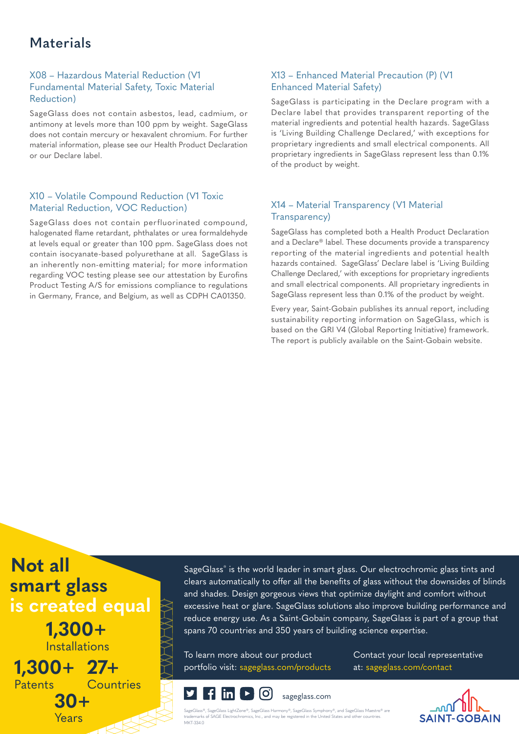# Materials

### X08 – Hazardous Material Reduction (V1 Fundamental Material Safety, Toxic Material Reduction)

SageGlass does not contain asbestos, lead, cadmium, or antimony at levels more than 100 ppm by weight. SageGlass does not contain mercury or hexavalent chromium. For further material information, please see our Health Product Declaration or our Declare label.

### X10 – Volatile Compound Reduction (V1 Toxic Material Reduction, VOC Reduction)

SageGlass does not contain perfluorinated compound, halogenated flame retardant, phthalates or urea formaldehyde at levels equal or greater than 100 ppm. SageGlass does not contain isocyanate-based polyurethane at all. SageGlass is an inherently non-emitting material; for more information regarding VOC testing please see our attestation by Eurofins Product Testing A/S for emissions compliance to regulations in Germany, France, and Belgium, as well as CDPH CA01350.

### X13 – Enhanced Material Precaution (P) (V1 Enhanced Material Safety)

SageGlass is participating in the Declare program with a Declare label that provides transparent reporting of the material ingredients and potential health hazards. SageGlass is 'Living Building Challenge Declared,' with exceptions for proprietary ingredients and small electrical components. All proprietary ingredients in SageGlass represent less than 0.1% of the product by weight.

### X14 – Material Transparency (V1 Material Transparency)

SageGlass has completed both a Health Product Declaration and a Declare® label. These documents provide a transparency reporting of the material ingredients and potential health hazards contained. SageGlass' Declare label is 'Living Building Challenge Declared,' with exceptions for proprietary ingredients and small electrical components. All proprietary ingredients in SageGlass represent less than 0.1% of the product by weight.

Every year, Saint-Gobain publishes its annual report, including sustainability reporting information on SageGlass, which is based on the GRI V4 (Global Reporting Initiative) framework. The report is publicly available on the Saint-Gobain website.

**Not all smart glass is created equal**

**1,300+** Installations

**1,300+** Patents

**27+** Countries

**30+** Years

SageGlass® is the world leader in smart glass. Our electrochromic glass tints and clears automatically to offer all the benefits of glass without the downsides of blinds and shades. Design gorgeous views that optimize daylight and comfort without excessive heat or glare. SageGlass solutions also improve building performance and reduce energy use. As a Saint-Gobain company, SageGlass is part of a group that spans 70 countries and 350 years of building science expertise.

To learn more about our product portfolio visit: sageglass.com/products

Contact your local representative at: sageglass.com/contact

sageglass.com

SageGlass®, SageGlass LightZone®, SageGlass Harmony®, SageGlass Symphony®, and SageGlass Maestro® are trademarks of SAGE Electrochromics, Inc., and may be registered in the United States and other countries. MKT-334.0

SAINT-GOBAIN